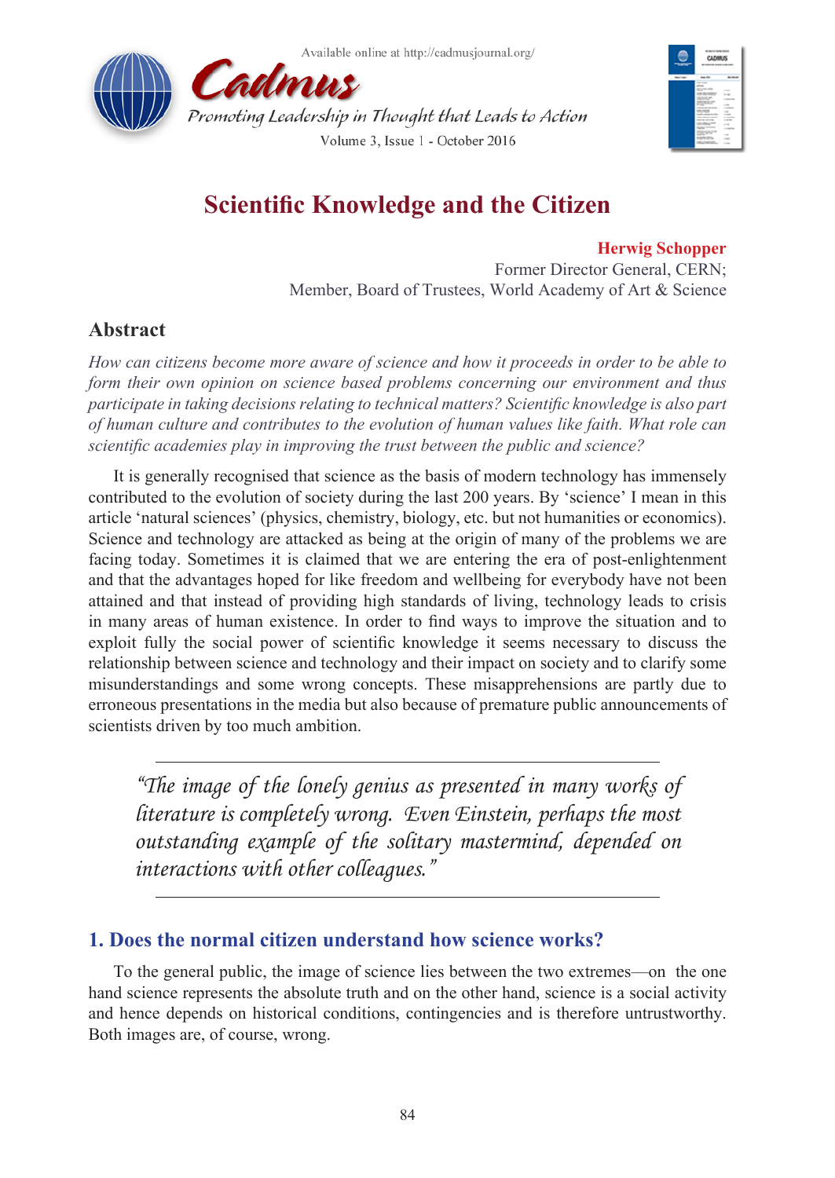# Scientific Knowledge and the Citizen

**Herwig Schopper**
Former Director General, CERN;
Member, Board of Trustees, World Academy of Art & Science

## Abstract

*How can citizens become more aware of science and how it proceeds in order to be able to form their own opinion on science based problems concerning our environment and thus participate in taking decisions relating to technical matters? Scientific knowledge is also part of human culture and contributes to the evolution of human values like faith. What role can scientific academies play in improving the trust between the public and science?*

It is generally recognised that science as the basis of modern technology has immensely contributed to the evolution of society during the last 200 years. By 'science' I mean in this article 'natural sciences' (physics, chemistry, biology, etc. but not humanities or economics). Science and technology are attacked as being at the origin of many of the problems we are facing today. Sometimes it is claimed that we are entering the era of post-enlightenment and that the advantages hoped for like freedom and wellbeing for everybody have not been attained and that instead of providing high standards of living, technology leads to crisis in many areas of human existence. In order to find ways to improve the situation and to exploit fully the social power of scientific knowledge it seems necessary to discuss the relationship between science and technology and their impact on society and to clarify some misunderstandings and some wrong concepts. These misapprehensions are partly due to erroneous presentations in the media but also because of premature public announcements of scientists driven by too much ambition.

> *"The image of the lonely genius as presented in many works of literature is completely wrong. Even Einstein, perhaps the most outstanding example of the solitary mastermind, depended on interactions with other colleagues."*

## 1. Does the normal citizen understand how science works?

To the general public, the image of science lies between the two extremes—on the one hand science represents the absolute truth and on the other hand, science is a social activity and hence depends on historical conditions, contingencies and is therefore untrustworthy. Both images are, of course, wrong.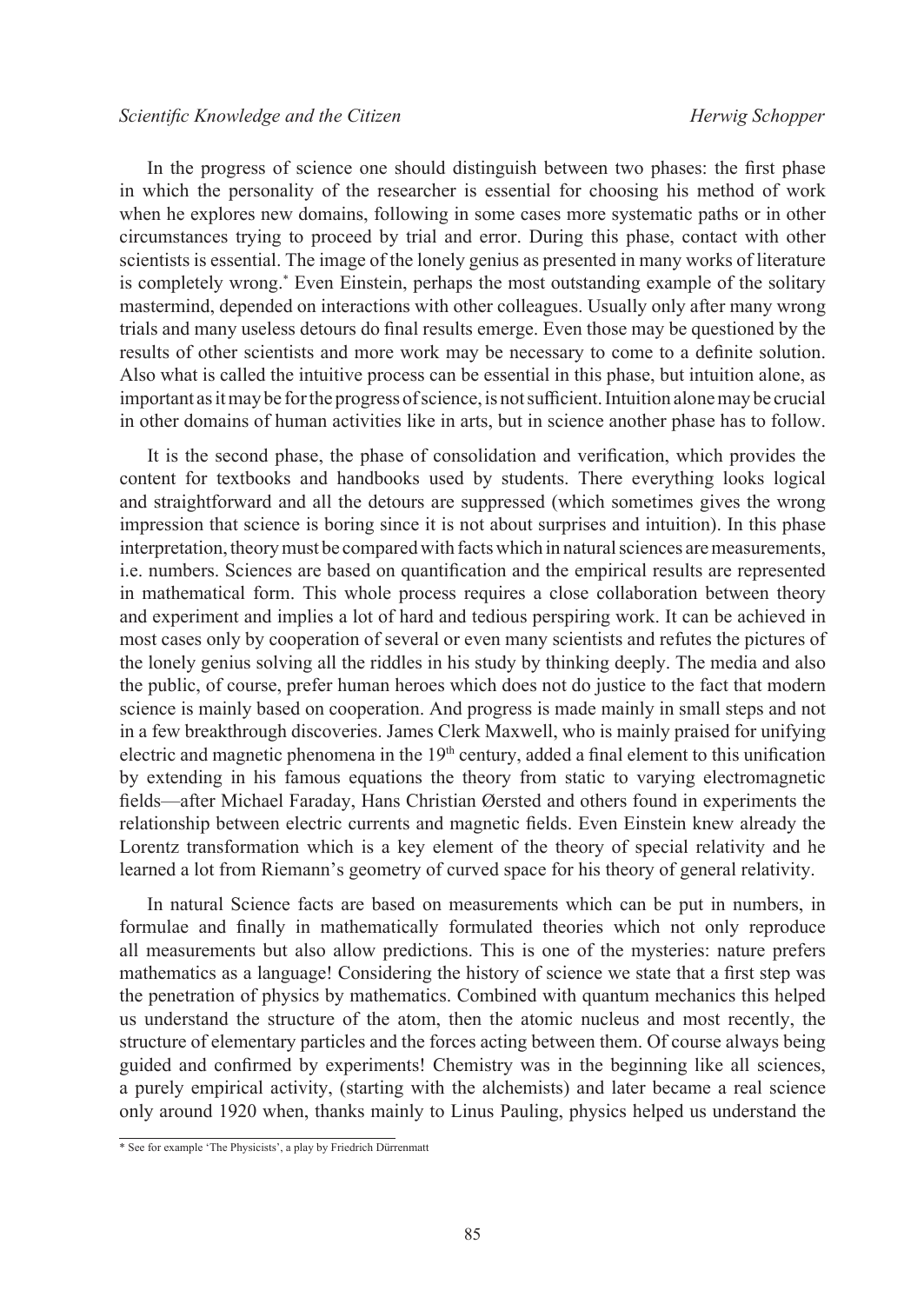In the progress of science one should distinguish between two phases: the first phase in which the personality of the researcher is essential for choosing his method of work when he explores new domains, following in some cases more systematic paths or in other circumstances trying to proceed by trial and error. During this phase, contact with other scientists is essential. The image of the lonely genius as presented in many works of literature is completely wrong.* Even Einstein, perhaps the most outstanding example of the solitary mastermind, depended on interactions with other colleagues. Usually only after many wrong trials and many useless detours do final results emerge. Even those may be questioned by the results of other scientists and more work may be necessary to come to a definite solution. Also what is called the intuitive process can be essential in this phase, but intuition alone, as important as it may be for the progress of science, is not sufficient. Intuition alone may be crucial in other domains of human activities like in arts, but in science another phase has to follow.

It is the second phase, the phase of consolidation and verification, which provides the content for textbooks and handbooks used by students. There everything looks logical and straightforward and all the detours are suppressed (which sometimes gives the wrong impression that science is boring since it is not about surprises and intuition). In this phase interpretation, theory must be compared with facts which in natural sciences are measurements, i.e. numbers. Sciences are based on quantification and the empirical results are represented in mathematical form. This whole process requires a close collaboration between theory and experiment and implies a lot of hard and tedious perspiring work. It can be achieved in most cases only by cooperation of several or even many scientists and refutes the pictures of the lonely genius solving all the riddles in his study by thinking deeply. The media and also the public, of course, prefer human heroes which does not do justice to the fact that modern science is mainly based on cooperation. And progress is made mainly in small steps and not in a few breakthrough discoveries. James Clerk Maxwell, who is mainly praised for unifying electric and magnetic phenomena in the 19th century, added a final element to this unification by extending in his famous equations the theory from static to varying electromagnetic fields—after Michael Faraday, Hans Christian Ørsted and others found in experiments the relationship between electric currents and magnetic fields. Even Einstein knew already the Lorentz transformation which is a key element of the theory of special relativity and he learned a lot from Riemann's geometry of curved space for his theory of general relativity.

In natural Science facts are based on measurements which can be put in numbers, in formulae and finally in mathematically formulated theories which not only reproduce all measurements but also allow predictions. This is one of the mysteries: nature prefers mathematics as a language! Considering the history of science we state that a first step was the penetration of physics by mathematics. Combined with quantum mechanics this helped us understand the structure of the atom, then the atomic nucleus and most recently, the structure of elementary particles and the forces acting between them. Of course always being guided and confirmed by experiments! Chemistry was in the beginning like all sciences, a purely empirical activity, (starting with the alchemists) and later became a real science only around 1920 when, thanks mainly to Linus Pauling, physics helped us understand the

* See for example 'The Physicists', a play by Friedrich Dürrenmatt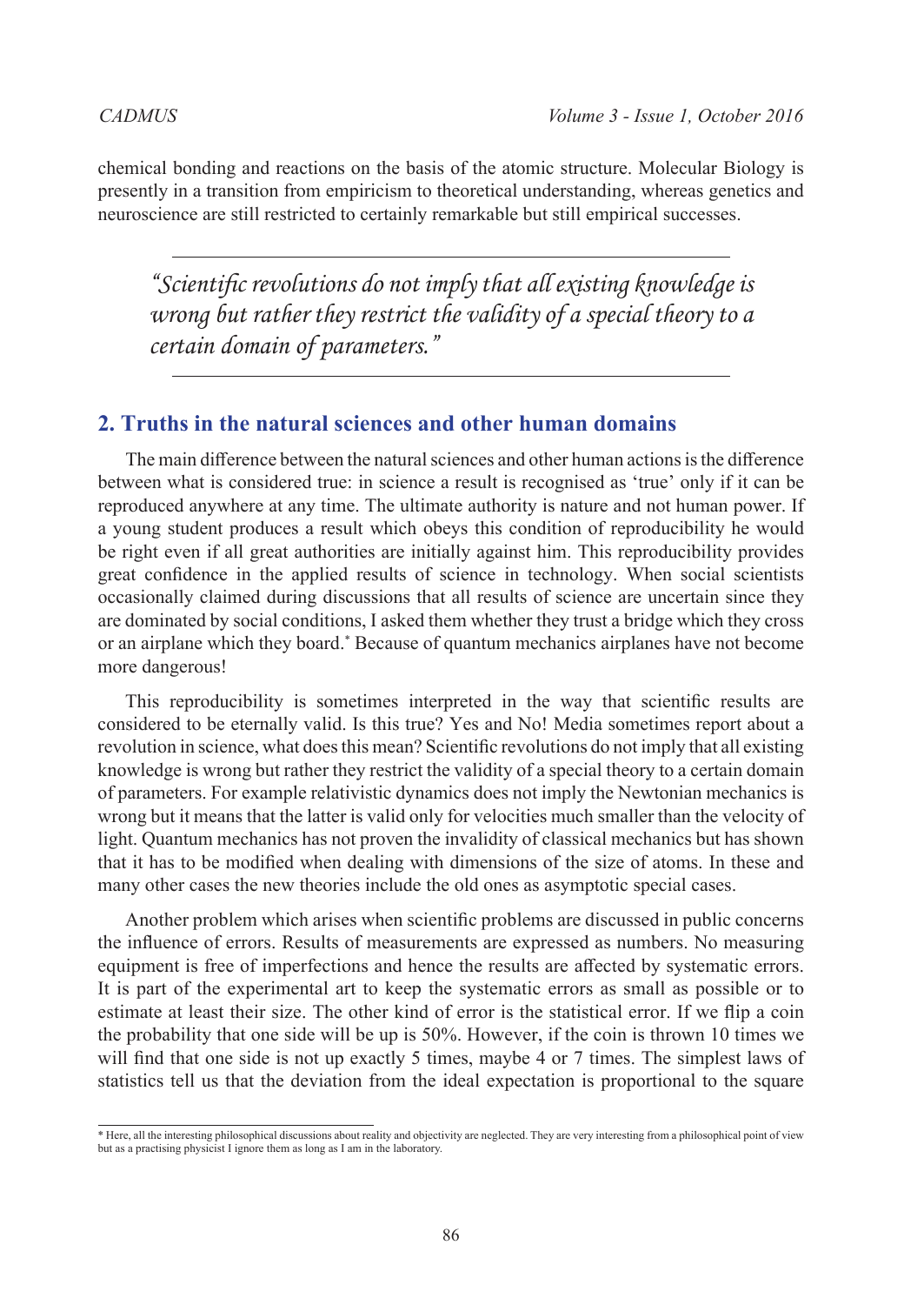chemical bonding and reactions on the basis of the atomic structure. Molecular Biology is presently in a transition from empiricism to theoretical understanding, whereas genetics and neuroscience are still restricted to certainly remarkable but still empirical successes.

> *"Scientific revolutions do not imply that all existing knowledge is wrong but rather they restrict the validity of a special theory to a certain domain of parameters."*

## 2. Truths in the natural sciences and other human domains

The main difference between the natural sciences and other human actions is the difference between what is considered true: in science a result is recognised as 'true' only if it can be reproduced anywhere at any time. The ultimate authority is nature and not human power. If a young student produces a result which obeys this condition of reproducibility he would be right even if all great authorities are initially against him. This reproducibility provides great confidence in the applied results of science in technology. When social scientists occasionally claimed during discussions that all results of science are uncertain since they are dominated by social conditions, I asked them whether they trust a bridge which they cross or an airplane which they board.* Because of quantum mechanics airplanes have not become more dangerous!

This reproducibility is sometimes interpreted in the way that scientific results are considered to be eternally valid. Is this true? Yes and No! Media sometimes report about a revolution in science, what does this mean? Scientific revolutions do not imply that all existing knowledge is wrong but rather they restrict the validity of a special theory to a certain domain of parameters. For example relativistic dynamics does not imply the Newtonian mechanics is wrong but it means that the latter is valid only for velocities much smaller than the velocity of light. Quantum mechanics has not proven the invalidity of classical mechanics but has shown that it has to be modified when dealing with dimensions of the size of atoms. In these and many other cases the new theories include the old ones as asymptotic special cases.

Another problem which arises when scientific problems are discussed in public concerns the influence of errors. Results of measurements are expressed as numbers. No measuring equipment is free of imperfections and hence the results are affected by systematic errors. It is part of the experimental art to keep the systematic errors as small as possible or to estimate at least their size. The other kind of error is the statistical error. If we flip a coin the probability that one side will be up is 50%. However, if the coin is thrown 10 times we will find that one side is not up exactly 5 times, maybe 4 or 7 times. The simplest laws of statistics tell us that the deviation from the ideal expectation is proportional to the square

---

\* Here, all the interesting philosophical discussions about reality and objectivity are neglected. They are very interesting from a philosophical point of view but as a practising physicist I ignore them as long as I am in the laboratory.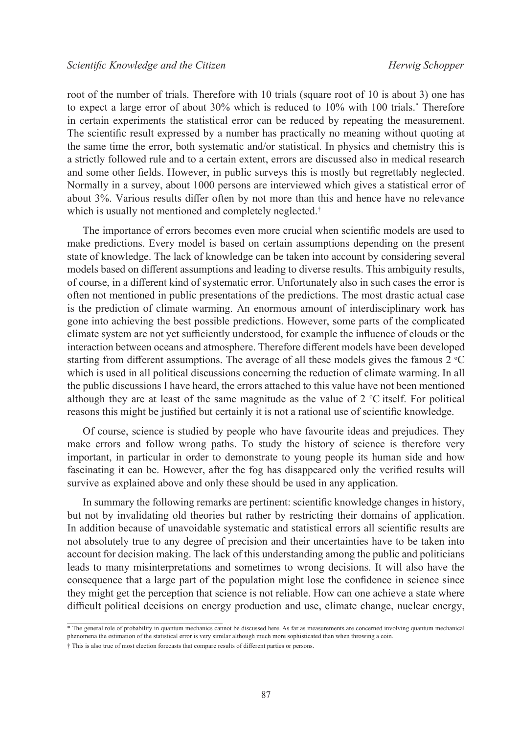root of the number of trials. Therefore with 10 trials (square root of 10 is about 3) one has to expect a large error of about 30% which is reduced to 10% with 100 trials.* Therefore in certain experiments the statistical error can be reduced by repeating the measurement. The scientific result expressed by a number has practically no meaning without quoting at the same time the error, both systematic and/or statistical. In physics and chemistry this is a strictly followed rule and to a certain extent, errors are discussed also in medical research and some other fields. However, in public surveys this is mostly but regrettably neglected. Normally in a survey, about 1000 persons are interviewed which gives a statistical error of about 3%. Various results differ often by not more than this and hence have no relevance which is usually not mentioned and completely neglected.†

The importance of errors becomes even more crucial when scientific models are used to make predictions. Every model is based on certain assumptions depending on the present state of knowledge. The lack of knowledge can be taken into account by considering several models based on different assumptions and leading to diverse results. This ambiguity results, of course, in a different kind of systematic error. Unfortunately also in such cases the error is often not mentioned in public presentations of the predictions. The most drastic actual case is the prediction of climate warming. An enormous amount of interdisciplinary work has gone into achieving the best possible predictions. However, some parts of the complicated climate system are not yet sufficiently understood, for example the influence of clouds or the interaction between oceans and atmosphere. Therefore different models have been developed starting from different assumptions. The average of all these models gives the famous 2 °C which is used in all political discussions concerning the reduction of climate warming. In all the public discussions I have heard, the errors attached to this value have not been mentioned although they are at least of the same magnitude as the value of 2 °C itself. For political reasons this might be justified but certainly it is not a rational use of scientific knowledge.

Of course, science is studied by people who have favourite ideas and prejudices. They make errors and follow wrong paths. To study the history of science is therefore very important, in particular in order to demonstrate to young people its human side and how fascinating it can be. However, after the fog has disappeared only the verified results will survive as explained above and only these should be used in any application.

In summary the following remarks are pertinent: scientific knowledge changes in history, but not by invalidating old theories but rather by restricting their domains of application. In addition because of unavoidable systematic and statistical errors all scientific results are not absolutely true to any degree of precision and their uncertainties have to be taken into account for decision making. The lack of this understanding among the public and politicians leads to many misinterpretations and sometimes to wrong decisions. It will also have the consequence that a large part of the population might lose the confidence in science since they might get the perception that science is not reliable. How can one achieve a state where difficult political decisions on energy production and use, climate change, nuclear energy,

---

\* The general role of probability in quantum mechanics cannot be discussed here. As far as measurements are concerned involving quantum mechanical phenomena the estimation of the statistical error is very similar although much more sophisticated than when throwing a coin.

† This is also true of most election forecasts that compare results of different parties or persons.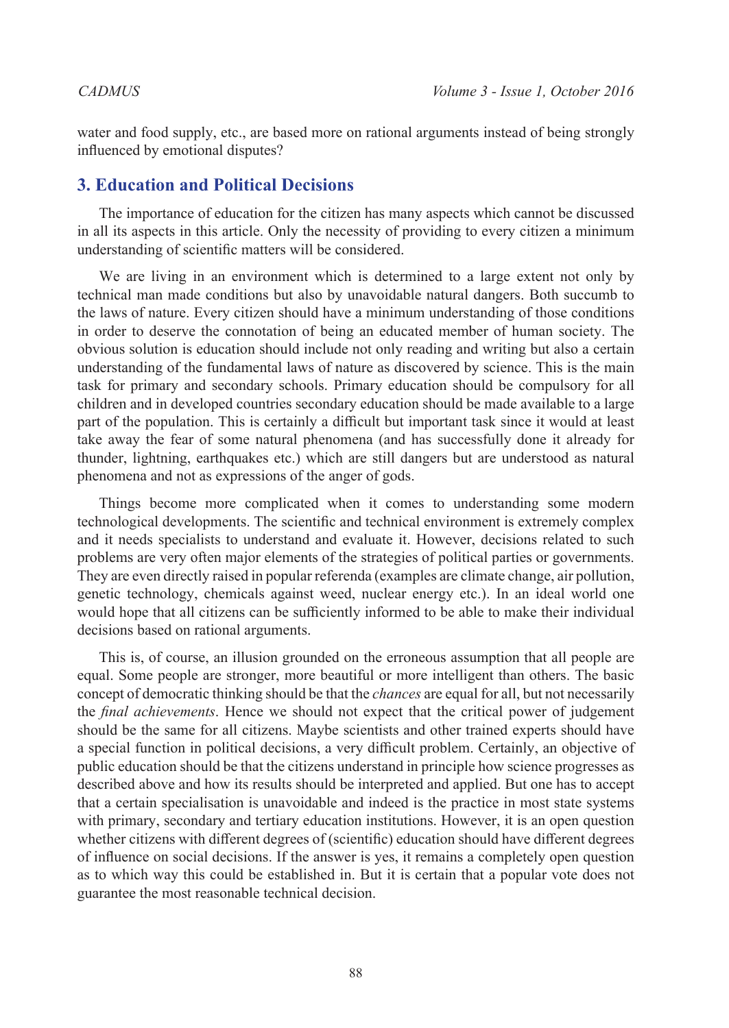water and food supply, etc., are based more on rational arguments instead of being strongly influenced by emotional disputes?

## 3. Education and Political Decisions

The importance of education for the citizen has many aspects which cannot be discussed in all its aspects in this article. Only the necessity of providing to every citizen a minimum understanding of scientific matters will be considered.

We are living in an environment which is determined to a large extent not only by technical man made conditions but also by unavoidable natural dangers. Both succumb to the laws of nature. Every citizen should have a minimum understanding of those conditions in order to deserve the connotation of being an educated member of human society. The obvious solution is education should include not only reading and writing but also a certain understanding of the fundamental laws of nature as discovered by science. This is the main task for primary and secondary schools. Primary education should be compulsory for all children and in developed countries secondary education should be made available to a large part of the population. This is certainly a difficult but important task since it would at least take away the fear of some natural phenomena (and has successfully done it already for thunder, lightning, earthquakes etc.) which are still dangers but are understood as natural phenomena and not as expressions of the anger of gods.

Things become more complicated when it comes to understanding some modern technological developments. The scientific and technical environment is extremely complex and it needs specialists to understand and evaluate it. However, decisions related to such problems are very often major elements of the strategies of political parties or governments. They are even directly raised in popular referenda (examples are climate change, air pollution, genetic technology, chemicals against weed, nuclear energy etc.). In an ideal world one would hope that all citizens can be sufficiently informed to be able to make their individual decisions based on rational arguments.

This is, of course, an illusion grounded on the erroneous assumption that all people are equal. Some people are stronger, more beautiful or more intelligent than others. The basic concept of democratic thinking should be that the *chances* are equal for all, but not necessarily the *final achievements*. Hence we should not expect that the critical power of judgement should be the same for all citizens. Maybe scientists and other trained experts should have a special function in political decisions, a very difficult problem. Certainly, an objective of public education should be that the citizens understand in principle how science progresses as described above and how its results should be interpreted and applied. But one has to accept that a certain specialisation is unavoidable and indeed is the practice in most state systems with primary, secondary and tertiary education institutions. However, it is an open question whether citizens with different degrees of (scientific) education should have different degrees of influence on social decisions. If the answer is yes, it remains a completely open question as to which way this could be established in. But it is certain that a popular vote does not guarantee the most reasonable technical decision.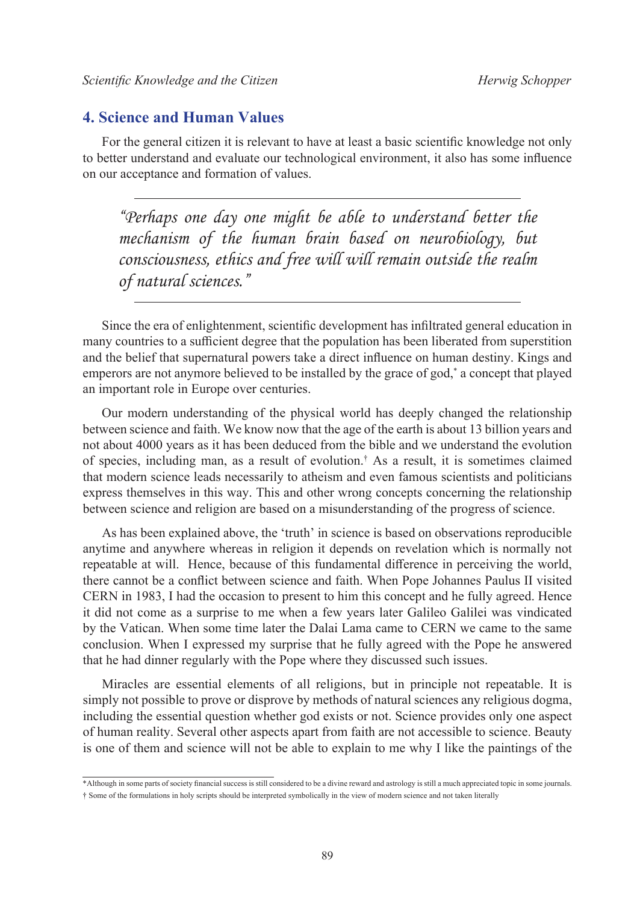## 4. Science and Human Values

For the general citizen it is relevant to have at least a basic scientific knowledge not only to better understand and evaluate our technological environment, it also has some influence on our acceptance and formation of values.

---

> *"Perhaps one day one might be able to understand better the mechanism of the human brain based on neurobiology, but consciousness, ethics and free will will remain outside the realm of natural sciences."*

---

Since the era of enlightenment, scientific development has infiltrated general education in many countries to a sufficient degree that the population has been liberated from superstition and the belief that supernatural powers take a direct influence on human destiny. Kings and emperors are not anymore believed to be installed by the grace of god,* a concept that played an important role in Europe over centuries.

Our modern understanding of the physical world has deeply changed the relationship between science and faith. We know now that the age of the earth is about 13 billion years and not about 4000 years as it has been deduced from the bible and we understand the evolution of species, including man, as a result of evolution.† As a result, it is sometimes claimed that modern science leads necessarily to atheism and even famous scientists and politicians express themselves in this way. This and other wrong concepts concerning the relationship between science and religion are based on a misunderstanding of the progress of science.

As has been explained above, the 'truth' in science is based on observations reproducible anytime and anywhere whereas in religion it depends on revelation which is normally not repeatable at will. Hence, because of this fundamental difference in perceiving the world, there cannot be a conflict between science and faith. When Pope Johannes Paulus II visited CERN in 1983, I had the occasion to present to him this concept and he fully agreed. Hence it did not come as a surprise to me when a few years later Galileo Galilei was vindicated by the Vatican. When some time later the Dalai Lama came to CERN we came to the same conclusion. When I expressed my surprise that he fully agreed with the Pope he answered that he had dinner regularly with the Pope where they discussed such issues.

Miracles are essential elements of all religions, but in principle not repeatable. It is simply not possible to prove or disprove by methods of natural sciences any religious dogma, including the essential question whether god exists or not. Science provides only one aspect of human reality. Several other aspects apart from faith are not accessible to science. Beauty is one of them and science will not be able to explain to me why I like the paintings of the

---

*Although in some parts of society financial success is still considered to be a divine reward and astrology is still a much appreciated topic in some journals.

† Some of the formulations in holy scripts should be interpreted symbolically in the view of modern science and not taken literally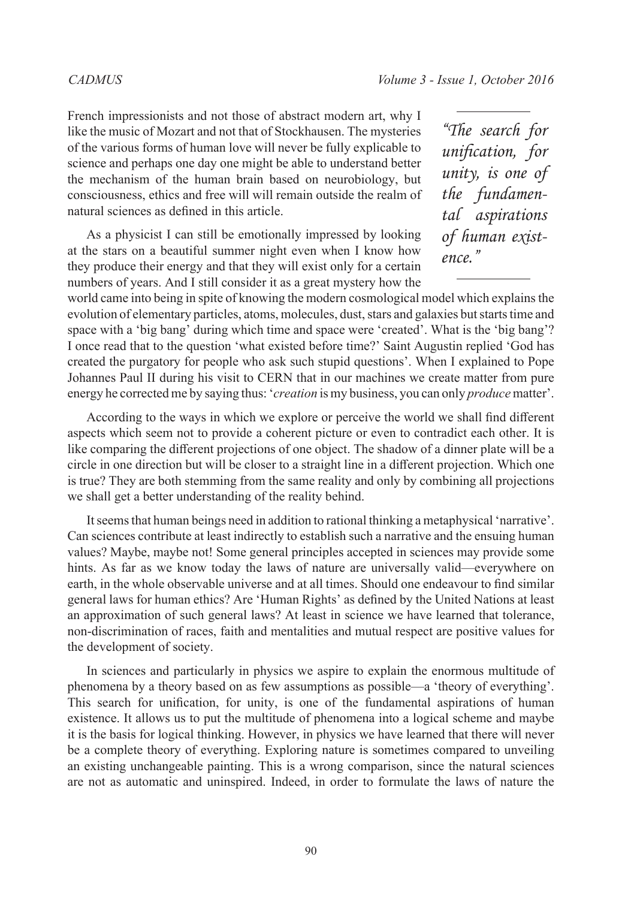French impressionists and not those of abstract modern art, why I like the music of Mozart and not that of Stockhausen. The mysteries of the various forms of human love will never be fully explicable to science and perhaps one day one might be able to understand better the mechanism of the human brain based on neurobiology, but consciousness, ethics and free will will remain outside the realm of natural sciences as defined in this article.

> *"The search for unification, for unity, is one of the fundamental aspirations of human existence."*

As a physicist I can still be emotionally impressed by looking at the stars on a beautiful summer night even when I know how they produce their energy and that they will exist only for a certain numbers of years. And I still consider it as a great mystery how the world came into being in spite of knowing the modern cosmological model which explains the evolution of elementary particles, atoms, molecules, dust, stars and galaxies but starts time and space with a 'big bang' during which time and space were 'created'. What is the 'big bang'? I once read that to the question 'what existed before time?' Saint Augustin replied 'God has created the purgatory for people who ask such stupid questions'. When I explained to Pope Johannes Paul II during his visit to CERN that in our machines we create matter from pure energy he corrected me by saying thus: '*creation* is my business, you can only *produce* matter'.

According to the ways in which we explore or perceive the world we shall find different aspects which seem not to provide a coherent picture or even to contradict each other. It is like comparing the different projections of one object. The shadow of a dinner plate will be a circle in one direction but will be closer to a straight line in a different projection. Which one is true? They are both stemming from the same reality and only by combining all projections we shall get a better understanding of the reality behind.

It seems that human beings need in addition to rational thinking a metaphysical 'narrative'. Can sciences contribute at least indirectly to establish such a narrative and the ensuing human values? Maybe, maybe not! Some general principles accepted in sciences may provide some hints. As far as we know today the laws of nature are universally valid—everywhere on earth, in the whole observable universe and at all times. Should one endeavour to find similar general laws for human ethics? Are 'Human Rights' as defined by the United Nations at least an approximation of such general laws? At least in science we have learned that tolerance, non-discrimination of races, faith and mentalities and mutual respect are positive values for the development of society.

In sciences and particularly in physics we aspire to explain the enormous multitude of phenomena by a theory based on as few assumptions as possible—a 'theory of everything'. This search for unification, for unity, is one of the fundamental aspirations of human existence. It allows us to put the multitude of phenomena into a logical scheme and maybe it is the basis for logical thinking. However, in physics we have learned that there will never be a complete theory of everything. Exploring nature is sometimes compared to unveiling an existing unchangeable painting. This is a wrong comparison, since the natural sciences are not as automatic and uninspired. Indeed, in order to formulate the laws of nature the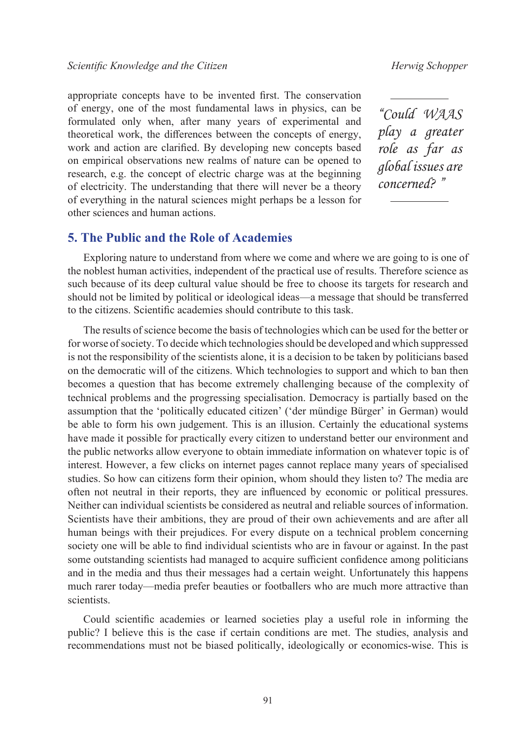appropriate concepts have to be invented first. The conservation of energy, one of the most fundamental laws in physics, can be formulated only when, after many years of experimental and theoretical work, the differences between the concepts of energy, work and action are clarified. By developing new concepts based on empirical observations new realms of nature can be opened to research, e.g. the concept of electric charge was at the beginning of electricity. The understanding that there will never be a theory of everything in the natural sciences might perhaps be a lesson for other sciences and human actions.

*"Could WAAS play a greater role as far as global issues are concerned?"*

## 5. The Public and the Role of Academies

Exploring nature to understand from where we come and where we are going to is one of the noblest human activities, independent of the practical use of results. Therefore science as such because of its deep cultural value should be free to choose its targets for research and should not be limited by political or ideological ideas—a message that should be transferred to the citizens. Scientific academies should contribute to this task.

The results of science become the basis of technologies which can be used for the better or for worse of society. To decide which technologies should be developed and which suppressed is not the responsibility of the scientists alone, it is a decision to be taken by politicians based on the democratic will of the citizens. Which technologies to support and which to ban then becomes a question that has become extremely challenging because of the complexity of technical problems and the progressing specialisation. Democracy is partially based on the assumption that the 'politically educated citizen' ('der mündige Bürger' in German) would be able to form his own judgement. This is an illusion. Certainly the educational systems have made it possible for practically every citizen to understand better our environment and the public networks allow everyone to obtain immediate information on whatever topic is of interest. However, a few clicks on internet pages cannot replace many years of specialised studies. So how can citizens form their opinion, whom should they listen to? The media are often not neutral in their reports, they are influenced by economic or political pressures. Neither can individual scientists be considered as neutral and reliable sources of information. Scientists have their ambitions, they are proud of their own achievements and are after all human beings with their prejudices. For every dispute on a technical problem concerning society one will be able to find individual scientists who are in favour or against. In the past some outstanding scientists had managed to acquire sufficient confidence among politicians and in the media and thus their messages had a certain weight. Unfortunately this happens much rarer today—media prefer beauties or footballers who are much more attractive than scientists.

Could scientific academies or learned societies play a useful role in informing the public? I believe this is the case if certain conditions are met. The studies, analysis and recommendations must not be biased politically, ideologically or economics-wise. This is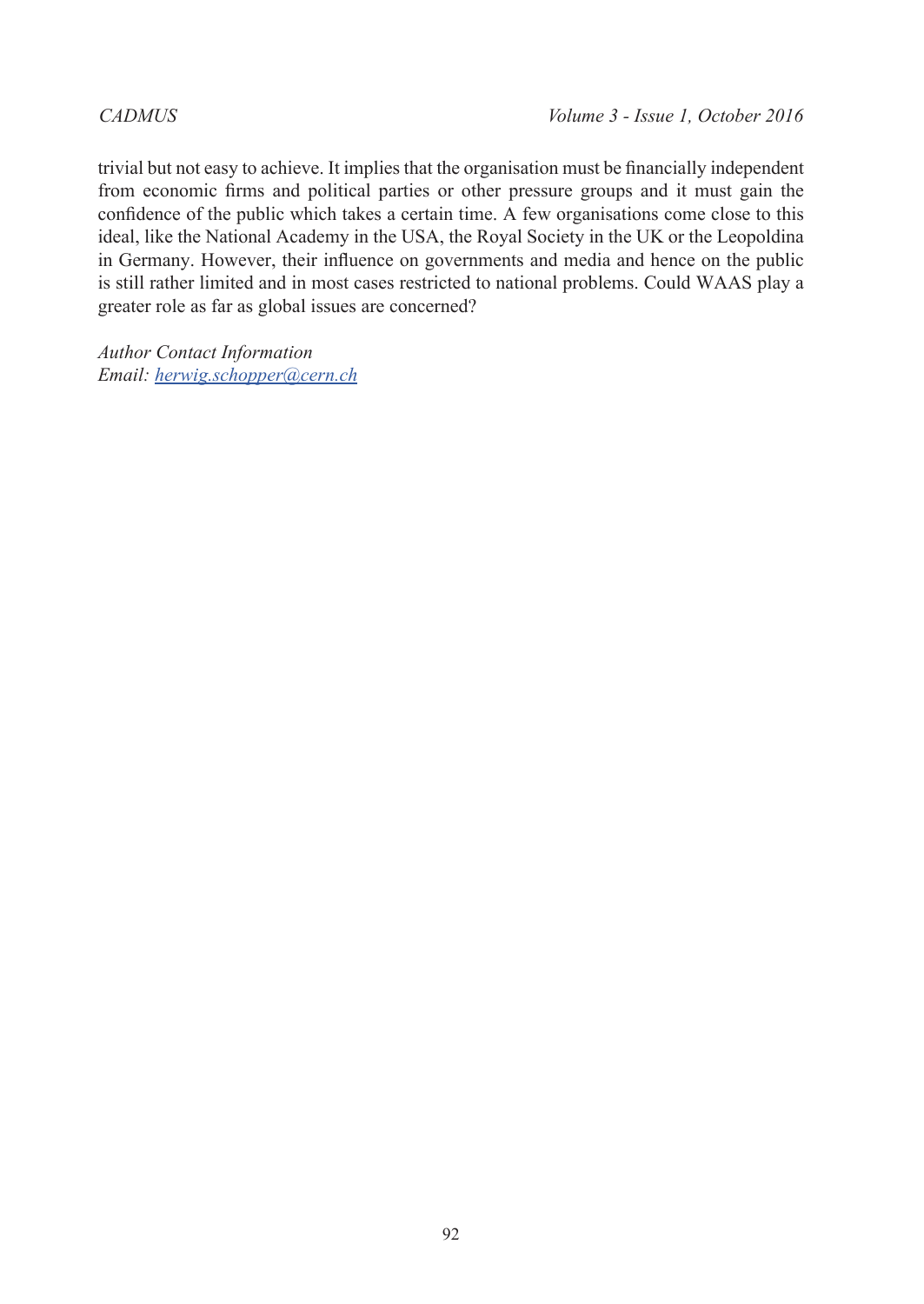trivial but not easy to achieve. It implies that the organisation must be financially independent from economic firms and political parties or other pressure groups and it must gain the confidence of the public which takes a certain time. A few organisations come close to this ideal, like the National Academy in the USA, the Royal Society in the UK or the Leopoldina in Germany. However, their influence on governments and media and hence on the public is still rather limited and in most cases restricted to national problems. Could WAAS play a greater role as far as global issues are concerned?

*Author Contact Information*
*Email: herwig.schopper@cern.ch*